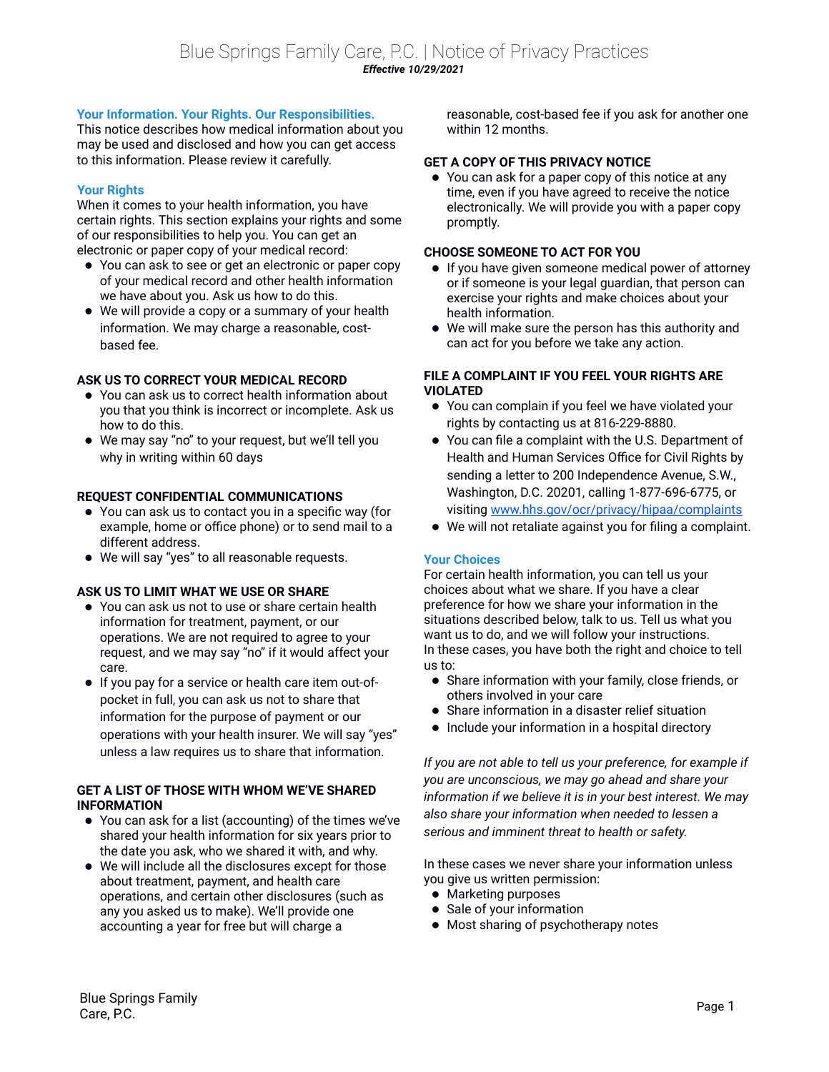# Blue Springs Family Care, P.C. | Notice of Privacy Practices

***Effective 10/29/2021***

## Your Information. Your Rights. Our Responsibilities.

This notice describes how medical information about you may be used and disclosed and how you can get access to this information. Please review it carefully.

## Your Rights

When it comes to your health information, you have certain rights. This section explains your rights and some of our responsibilities to help you. You can get an electronic or paper copy of your medical record:

- You can ask to see or get an electronic or paper copy of your medical record and other health information we have about you. Ask us how to do this.
- We will provide a copy or a summary of your health information. We may charge a reasonable, cost-based fee.

### ASK US TO CORRECT YOUR MEDICAL RECORD

- You can ask us to correct health information about you that you think is incorrect or incomplete. Ask us how to do this.
- We may say "no" to your request, but we'll tell you why in writing within 60 days

### REQUEST CONFIDENTIAL COMMUNICATIONS

- You can ask us to contact you in a specific way (for example, home or office phone) or to send mail to a different address.
- We will say "yes" to all reasonable requests.

### ASK US TO LIMIT WHAT WE USE OR SHARE

- You can ask us not to use or share certain health information for treatment, payment, or our operations. We are not required to agree to your request, and we may say "no" if it would affect your care.
- If you pay for a service or health care item out-of-pocket in full, you can ask us not to share that information for the purpose of payment or our operations with your health insurer. We will say "yes" unless a law requires us to share that information.

### GET A LIST OF THOSE WITH WHOM WE'VE SHARED INFORMATION

- You can ask for a list (accounting) of the times we've shared your health information for six years prior to the date you ask, who we shared it with, and why.
- We will include all the disclosures except for those about treatment, payment, and health care operations, and certain other disclosures (such as any you asked us to make). We'll provide one accounting a year for free but will charge a reasonable, cost-based fee if you ask for another one within 12 months.

### GET A COPY OF THIS PRIVACY NOTICE

- You can ask for a paper copy of this notice at any time, even if you have agreed to receive the notice electronically. We will provide you with a paper copy promptly.

### CHOOSE SOMEONE TO ACT FOR YOU

- If you have given someone medical power of attorney or if someone is your legal guardian, that person can exercise your rights and make choices about your health information.
- We will make sure the person has this authority and can act for you before we take any action.

### FILE A COMPLAINT IF YOU FEEL YOUR RIGHTS ARE VIOLATED

- You can complain if you feel we have violated your rights by contacting us at 816-229-8880.
- You can file a complaint with the U.S. Department of Health and Human Services Office for Civil Rights by sending a letter to 200 Independence Avenue, S.W., Washington, D.C. 20201, calling 1-877-696-6775, or visiting www.hhs.gov/ocr/privacy/hipaa/complaints
- We will not retaliate against you for filing a complaint.

## Your Choices

For certain health information, you can tell us your choices about what we share. If you have a clear preference for how we share your information in the situations described below, talk to us. Tell us what you want us to do, and we will follow your instructions.
In these cases, you have both the right and choice to tell us to:

- Share information with your family, close friends, or others involved in your care
- Share information in a disaster relief situation
- Include your information in a hospital directory

*If you are not able to tell us your preference, for example if you are unconscious, we may go ahead and share your information if we believe it is in your best interest. We may also share your information when needed to lessen a serious and imminent threat to health or safety.*

In these cases we never share your information unless you give us written permission:

- Marketing purposes
- Sale of your information
- Most sharing of psychotherapy notes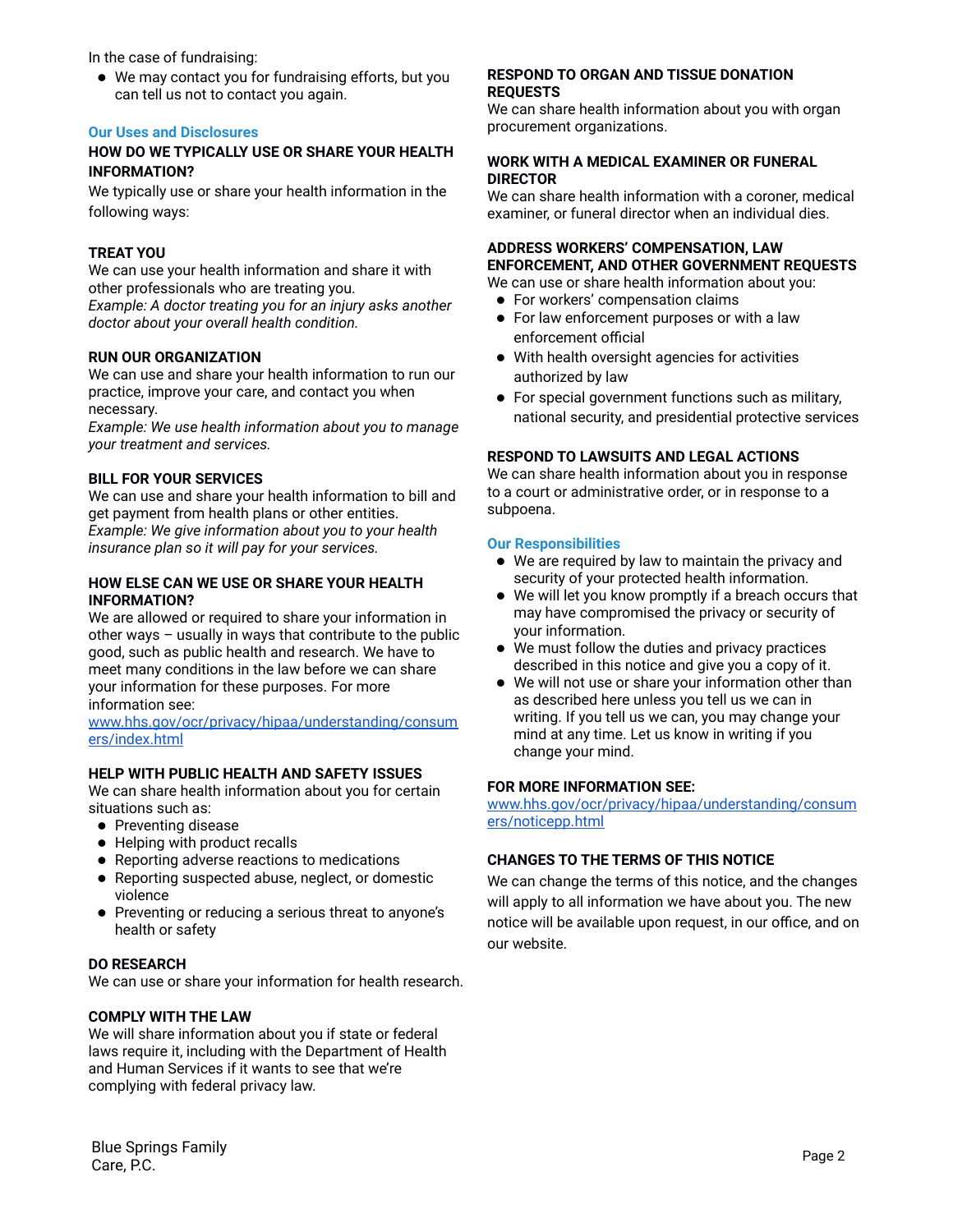In the case of fundraising:

- We may contact you for fundraising efforts, but you can tell us not to contact you again.

## Our Uses and Disclosures

### HOW DO WE TYPICALLY USE OR SHARE YOUR HEALTH INFORMATION?

We typically use or share your health information in the following ways:

**TREAT YOU**

We can use your health information and share it with other professionals who are treating you.
*Example: A doctor treating you for an injury asks another doctor about your overall health condition.*

**RUN OUR ORGANIZATION**

We can use and share your health information to run our practice, improve your care, and contact you when necessary.
*Example: We use health information about you to manage your treatment and services.*

**BILL FOR YOUR SERVICES**

We can use and share your health information to bill and get payment from health plans or other entities.
*Example: We give information about you to your health insurance plan so it will pay for your services.*

### HOW ELSE CAN WE USE OR SHARE YOUR HEALTH INFORMATION?

We are allowed or required to share your information in other ways – usually in ways that contribute to the public good, such as public health and research. We have to meet many conditions in the law before we can share your information for these purposes. For more information see: [www.hhs.gov/ocr/privacy/hipaa/understanding/consumers/index.html](www.hhs.gov/ocr/privacy/hipaa/understanding/consumers/index.html)

**HELP WITH PUBLIC HEALTH AND SAFETY ISSUES**

We can share health information about you for certain situations such as:

- Preventing disease
- Helping with product recalls
- Reporting adverse reactions to medications
- Reporting suspected abuse, neglect, or domestic violence
- Preventing or reducing a serious threat to anyone's health or safety

**DO RESEARCH**

We can use or share your information for health research.

**COMPLY WITH THE LAW**

We will share information about you if state or federal laws require it, including with the Department of Health and Human Services if it wants to see that we're complying with federal privacy law.

**RESPOND TO ORGAN AND TISSUE DONATION REQUESTS**

We can share health information about you with organ procurement organizations.

**WORK WITH A MEDICAL EXAMINER OR FUNERAL DIRECTOR**

We can share health information with a coroner, medical examiner, or funeral director when an individual dies.

**ADDRESS WORKERS' COMPENSATION, LAW ENFORCEMENT, AND OTHER GOVERNMENT REQUESTS**

We can use or share health information about you:

- For workers' compensation claims
- For law enforcement purposes or with a law enforcement official
- With health oversight agencies for activities authorized by law
- For special government functions such as military, national security, and presidential protective services

**RESPOND TO LAWSUITS AND LEGAL ACTIONS**

We can share health information about you in response to a court or administrative order, or in response to a subpoena.

## Our Responsibilities

- We are required by law to maintain the privacy and security of your protected health information.
- We will let you know promptly if a breach occurs that may have compromised the privacy or security of your information.
- We must follow the duties and privacy practices described in this notice and give you a copy of it.
- We will not use or share your information other than as described here unless you tell us we can in writing. If you tell us we can, you may change your mind at any time. Let us know in writing if you change your mind.

**FOR MORE INFORMATION SEE:**
[www.hhs.gov/ocr/privacy/hipaa/understanding/consumers/noticepp.html](www.hhs.gov/ocr/privacy/hipaa/understanding/consumers/noticepp.html)

**CHANGES TO THE TERMS OF THIS NOTICE**

We can change the terms of this notice, and the changes will apply to all information we have about you. The new notice will be available upon request, in our office, and on our website.